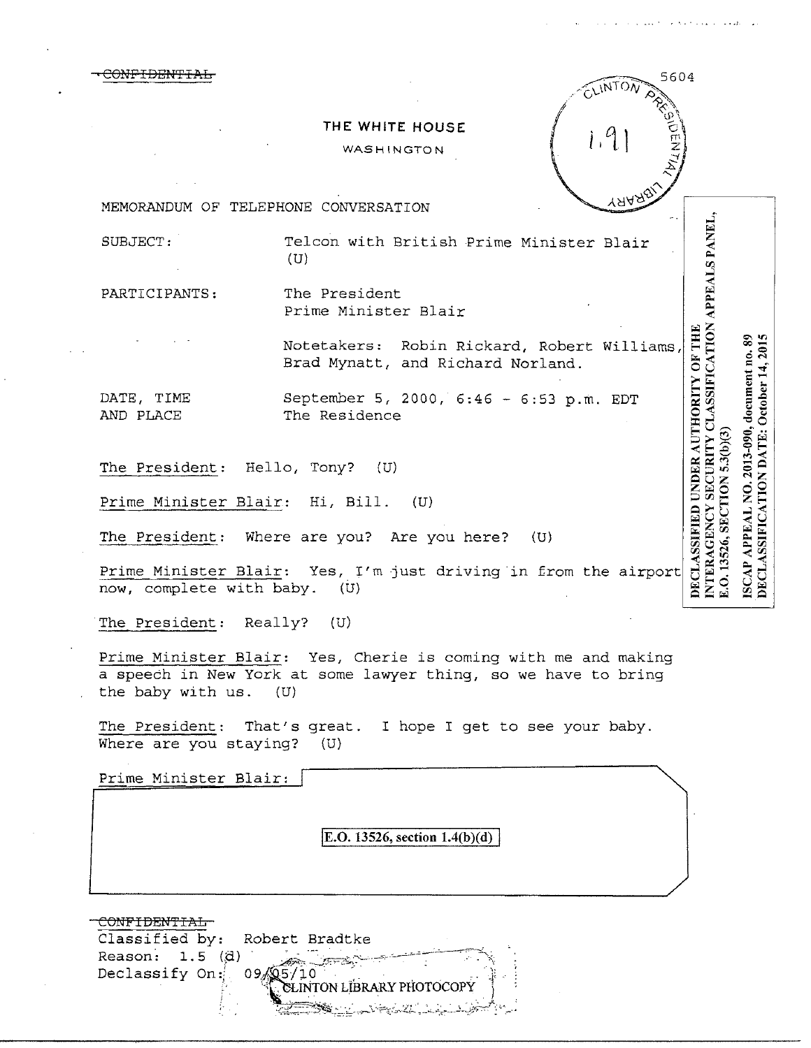~~CONFIDENTIAL~~

5604

CLINTON PRESIDENTIAL LIBRARY 1.91

THE WHITE HOUSE

WASHINGTON

MEMORANDUM OF TELEPHONE CONVERSATION

DECLASSIFIED UNDER AUTHORITY OF THE INTERAGENCY SECURITY CLASSIFICATION APPEALS PANEL, E.O. 13526, SECTION 5.3(b)(3)

ISCAP APPEAL NO. 2013-090, document no. 89
DECLASSIFICATION DATE: October 14, 2015

SUBJECT: Telcon with British Prime Minister Blair (U)

PARTICIPANTS: The President
Prime Minister Blair

Notetakers: Robin Rickard, Robert Williams, Brad Mynatt, and Richard Norland.

DATE, TIME AND PLACE: September 5, 2000, 6:46 - 6:53 p.m. EDT
The Residence

The President: Hello, Tony? (U)

Prime Minister Blair: Hi, Bill. (U)

The President: Where are you? Are you here? (U)

Prime Minister Blair: Yes, I'm just driving in from the airport now, complete with baby. (U)

The President: Really? (U)

Prime Minister Blair: Yes, Cherie is coming with me and making a speech in New York at some lawyer thing, so we have to bring the baby with us. (U)

The President: That's great. I hope I get to see your baby. Where are you staying? (U)

Prime Minister Blair:

E.O. 13526, section 1.4(b)(d)

~~CONFIDENTIAL~~
Classified by: Robert Bradtke
Reason: 1.5 (d)
Declassify On: 09/05/10

CLINTON LIBRARY PHOTOCOPY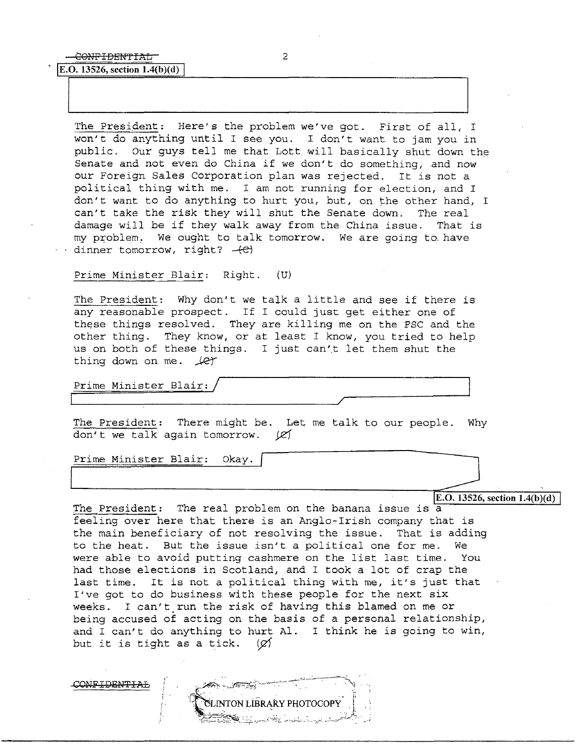~~CONFIDENTIAL~~

E.O. 13526, section 1.4(b)(d)

The President: Here's the problem we've got. First of all, I won't do anything until I see you. I don't want to jam you in public. Our guys tell me that Lott will basically shut down the Senate and not even do China if we don't do something, and now our Foreign Sales Corporation plan was rejected. It is not a political thing with me. I am not running for election, and I don't want to do anything to hurt you, but, on the other hand, I can't take the risk they will shut the Senate down. The real damage will be if they walk away from the China issue. That is my problem. We ought to talk tomorrow. We are going to have dinner tomorrow, right? ~~(C)~~

Prime Minister Blair: Right. (U)

The President: Why don't we talk a little and see if there is any reasonable prospect. If I could just get either one of these things resolved. They are killing me on the FSC and the other thing. They know, or at least I know, you tried to help us on both of these things. I just can't let them shut the thing down on me. ~~(C)~~

Prime Minister Blair:

The President: There might be. Let me talk to our people. Why don't we talk again tomorrow. ~~(C)~~

Prime Minister Blair: Okay.

E.O. 13526, section 1.4(b)(d)

The President: The real problem on the banana issue is a feeling over here that there is an Anglo-Irish company that is the main beneficiary of not resolving the issue. That is adding to the heat. But the issue isn't a political one for me. We were able to avoid putting cashmere on the list last time. You had those elections in Scotland, and I took a lot of crap the last time. It is not a political thing with me, it's just that I've got to do business with these people for the next six weeks. I can't run the risk of having this blamed on me or being accused of acting on the basis of a personal relationship, and I can't do anything to hurt Al. I think he is going to win, but it is tight as a tick. ~~(C)~~

~~CONFIDENTIAL~~

CLINTON LIBRARY PHOTOCOPY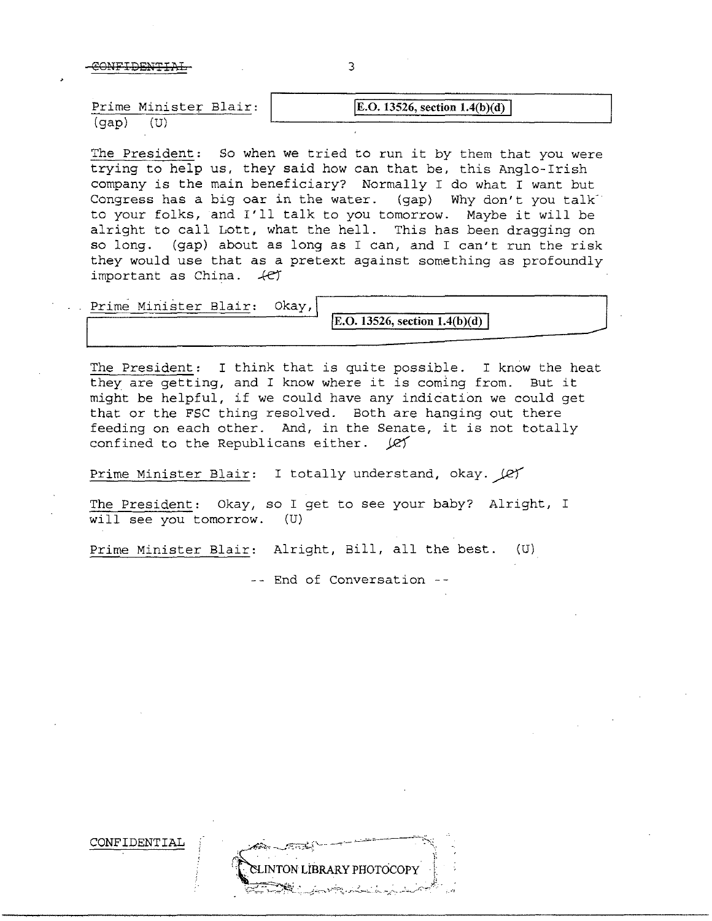Prime Minister Blair: [E.O. 13526, section 1.4(b)(d)]
(gap) (U)

The President: So when we tried to run it by them that you were trying to help us, they said how can that be, this Anglo-Irish company is the main beneficiary? Normally I do what I want but Congress has a big oar in the water. (gap) Why don't you talk to your folks, and I'll talk to you tomorrow. Maybe it will be alright to call Lott, what the hell. This has been dragging on so long. (gap) about as long as I can, and I can't run the risk they would use that as a pretext against something as profoundly important as China. (C)

Prime Minister Blair: Okay, [E.O. 13526, section 1.4(b)(d)]

The President: I think that is quite possible. I know the heat they are getting, and I know where it is coming from. But it might be helpful, if we could have any indication we could get that or the FSC thing resolved. Both are hanging out there feeding on each other. And, in the Senate, it is not totally confined to the Republicans either. (C)

Prime Minister Blair: I totally understand, okay. (C)

The President: Okay, so I get to see your baby? Alright, I will see you tomorrow. (U)

Prime Minister Blair: Alright, Bill, all the best. (U)

-- End of Conversation --

CONFIDENTIAL

CLINTON LIBRARY PHOTOCOPY